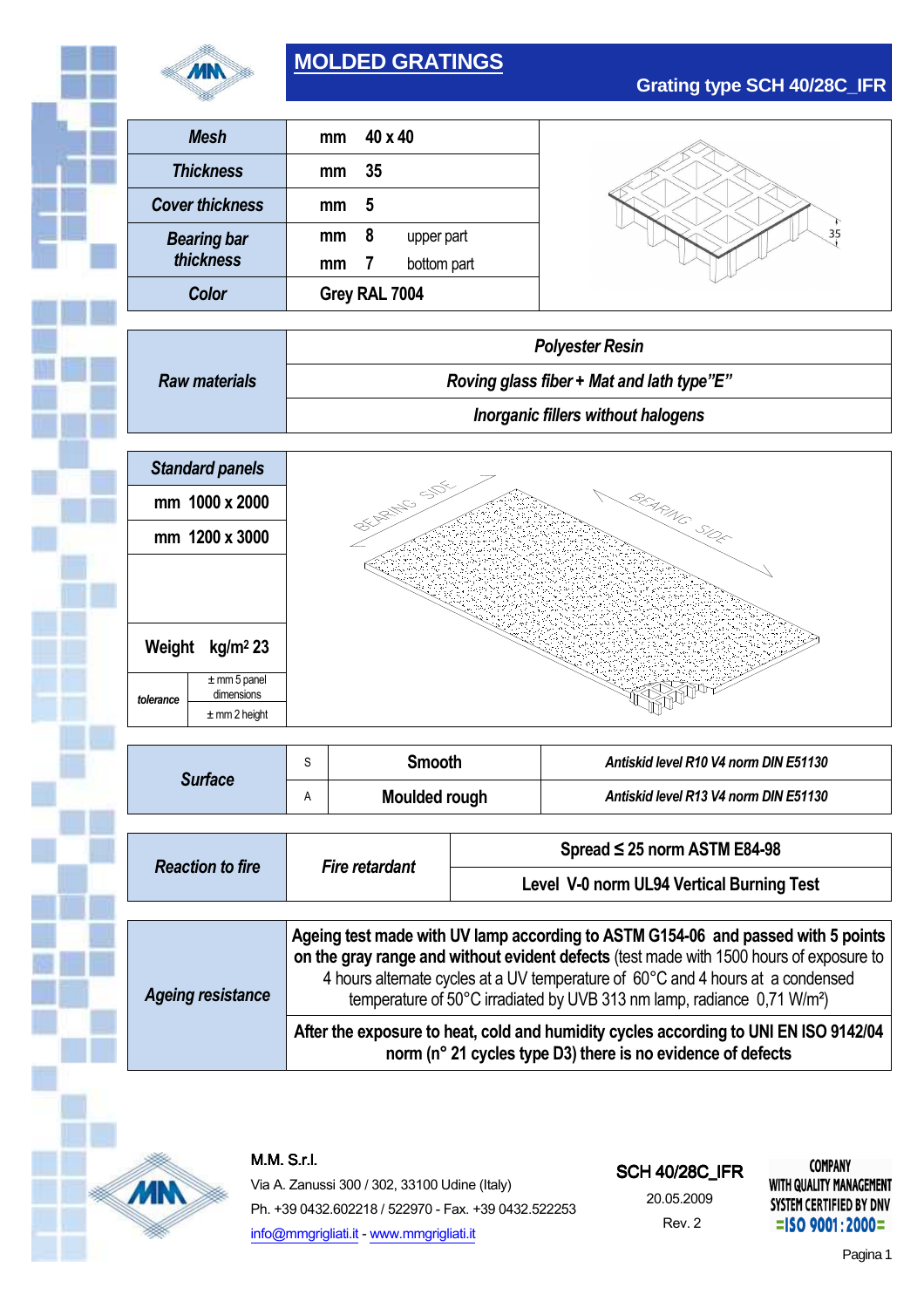# MOLDED GRATINGS

## Grating type SCH 40/28C_IFR

| | | |
|---|---|---|
| **Mesh** | mm | 40 x 40 |
| **Thickness** | mm | 35 |
| **Cover thickness** | mm | 5 |
| **Bearing bar thickness** | mm | 8 upper part |
| | mm | 7 bottom part |
| **Color** | | Grey RAL 7004 |

| | |
|---|---|
| **Raw materials** | Polyester Resin |
| | Roving glass fiber + Mat and lath type"E" |
| | Inorganic fillers without halogens |

| | |
|---|---|
| **Standard panels** | |
| mm 1000 x 2000 | |
| mm 1200 x 3000 | |
| **Weight** | kg/m² 23 |
| tolerance | ± mm 5 panel dimensions |
| | ± mm 2 height |

BEARING SIDE — BEARING SIDE

| | | | |
|---|---|---|---|
| **Surface** | S | Smooth | Antiskid level R10 V4 norm DIN E51130 |
| | A | Moulded rough | Antiskid level R13 V4 norm DIN E51130 |

| | | |
|---|---|---|
| **Reaction to fire** | Fire retardant | Spread ≤ 25 norm ASTM E84-98 |
| | | Level V-0 norm UL94 Vertical Burning Test |

| | |
|---|---|
| **Ageing resistance** | **Ageing test made with UV lamp according to ASTM G154-06 and passed with 5 points on the gray range and without evident defects** (test made with 1500 hours of exposure to 4 hours alternate cycles at a UV temperature of 60°C and 4 hours at a condensed temperature of 50°C irradiated by UVB 313 nm lamp, radiance 0,71 W/m²) |
| | **After the exposure to heat, cold and humidity cycles according to UNI EN ISO 9142/04 norm (n° 21 cycles type D3) there is no evidence of defects** |

M.M. S.r.l.
Via A. Zanussi 300 / 302, 33100 Udine (Italy)
Ph. +39 0432.602218 / 522970 - Fax. +39 0432.522253
info@mmgrigliati.it - www.mmgrigliati.it

SCH 40/28C_IFR
20.05.2009
Rev. 2

COMPANY WITH QUALITY MANAGEMENT SYSTEM CERTIFIED BY DNV =ISO 9001:2000=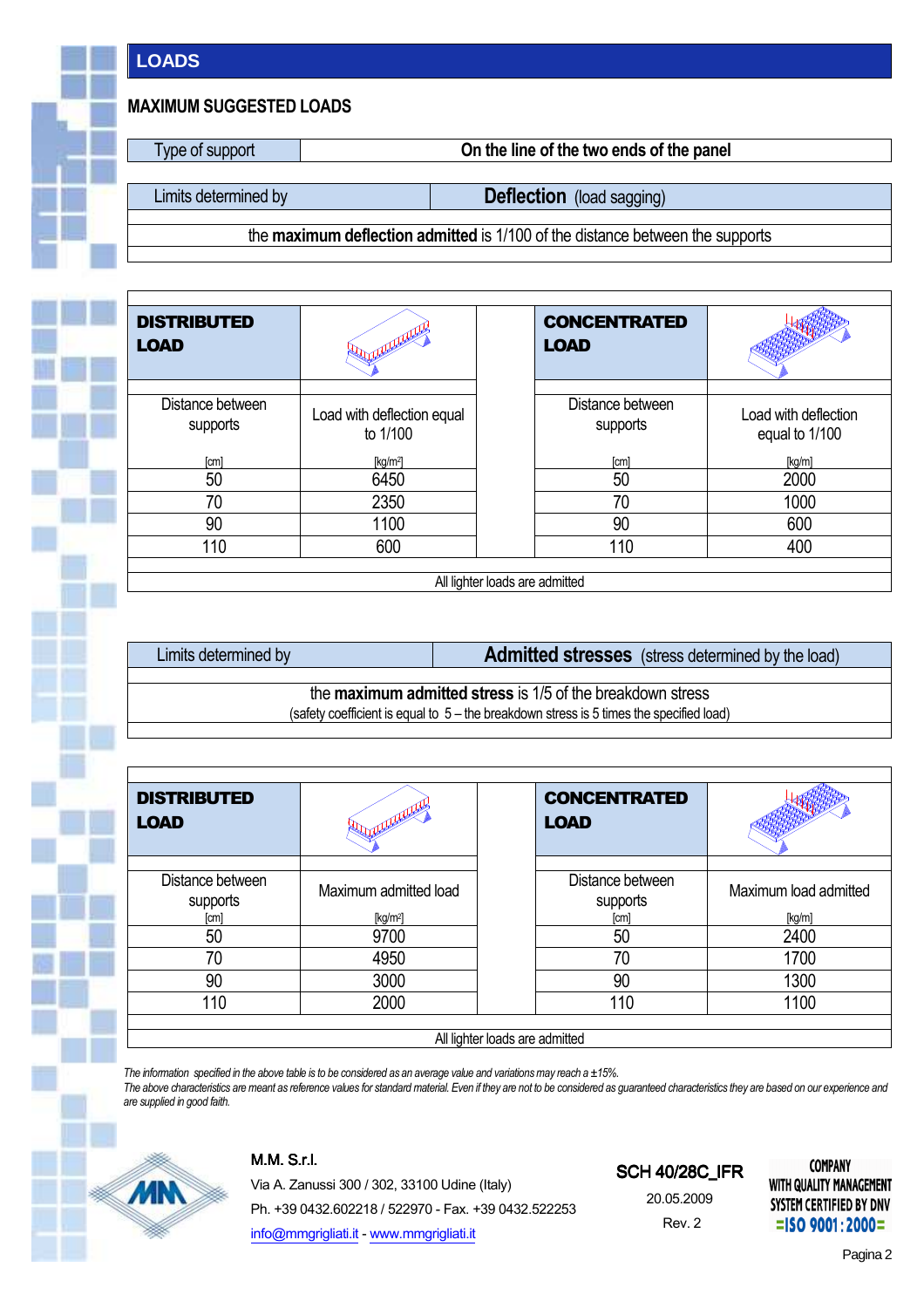## LOADS

### MAXIMUM SUGGESTED LOADS

| Type of support | On the line of the two ends of the panel |
|---|---|

| Limits determined by | **Deflection** (load sagging) |
|---|---|

the **maximum deflection admitted** is 1/100 of the distance between the supports

| **DISTRIBUTED LOAD** | | | **CONCENTRATED LOAD** | |
|---|---|---|---|---|
| Distance between supports [cm] | Load with deflection equal to 1/100 [kg/m²] | | Distance between supports [cm] | Load with deflection equal to 1/100 [kg/m] |
| 50 | 6450 | | 50 | 2000 |
| 70 | 2350 | | 70 | 1000 |
| 90 | 1100 | | 90 | 600 |
| 110 | 600 | | 110 | 400 |

All lighter loads are admitted

| Limits determined by | **Admitted stresses** (stress determined by the load) |
|---|---|

the **maximum admitted stress** is 1/5 of the breakdown stress
(safety coefficient is equal to 5 – the breakdown stress is 5 times the specified load)

| **DISTRIBUTED LOAD** | | | **CONCENTRATED LOAD** | |
|---|---|---|---|---|
| Distance between supports [cm] | Maximum admitted load [kg/m²] | | Distance between supports [cm] | Maximum load admitted [kg/m] |
| 50 | 9700 | | 50 | 2400 |
| 70 | 4950 | | 70 | 1700 |
| 90 | 3000 | | 90 | 1300 |
| 110 | 2000 | | 110 | 1100 |

All lighter loads are admitted

*The information specified in the above table is to be considered as an average value and variations may reach a ±15%.*
*The above characteristics are meant as reference values for standard material. Even if they are not to be considered as guaranteed characteristics they are based on our experience and are supplied in good faith.*

**M.M. S.r.l.**
Via A. Zanussi 300 / 302, 33100 Udine (Italy)
Ph. +39 0432.602218 / 522970 - Fax. +39 0432.522253
info@mmgrigliati.it - www.mmgrigliati.it

**SCH 40/28C_IFR**
20.05.2009
Rev. 2

COMPANY WITH QUALITY MANAGEMENT SYSTEM CERTIFIED BY DNV
=ISO 9001:2000=